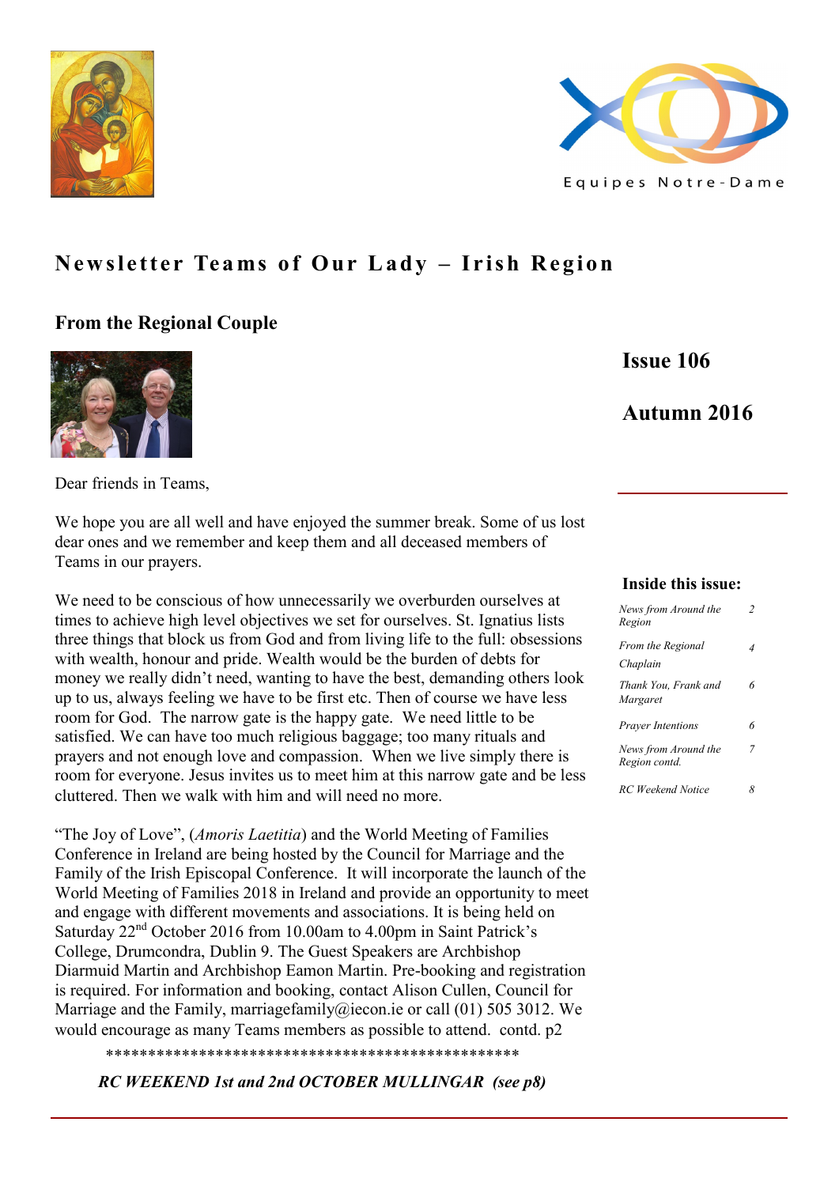Equipes Notre-Dame

# Newsletter Teams of Our Lady – Irish Region

## From the Regional Couple

**Issue 106**

**Autumn 2016**

Dear friends in Teams,

We hope you are all well and have enjoyed the summer break. Some of us lost dear ones and we remember and keep them and all deceased members of Teams in our prayers.

We need to be conscious of how unnecessarily we overburden ourselves at times to achieve high level objectives we set for ourselves. St. Ignatius lists three things that block us from God and from living life to the full: obsessions with wealth, honour and pride. Wealth would be the burden of debts for money we really didn't need, wanting to have the best, demanding others look up to us, always feeling we have to be first etc. Then of course we have less room for God. The narrow gate is the happy gate. We need little to be satisfied. We can have too much religious baggage; too many rituals and prayers and not enough love and compassion. When we live simply there is room for everyone. Jesus invites us to meet him at this narrow gate and be less cluttered. Then we walk with him and will need no more.

"The Joy of Love", (*Amoris Laetitia*) and the World Meeting of Families Conference in Ireland are being hosted by the Council for Marriage and the Family of the Irish Episcopal Conference. It will incorporate the launch of the World Meeting of Families 2018 in Ireland and provide an opportunity to meet and engage with different movements and associations. It is being held on Saturday 22nd October 2016 from 10.00am to 4.00pm in Saint Patrick's College, Drumcondra, Dublin 9. The Guest Speakers are Archbishop Diarmuid Martin and Archbishop Eamon Martin. Pre-booking and registration is required. For information and booking, contact Alison Cullen, Council for Marriage and the Family, marriagefamily@iecon.ie or call (01) 505 3012. We would encourage as many Teams members as possible to attend. contd. p2

************************************************

***RC WEEKEND 1st and 2nd OCTOBER MULLINGAR (see p8)***

**Inside this issue:**

| | |
|---|---|
| *News from Around the Region* | *2* |
| *From the Regional Chaplain* | *4* |
| *Thank You, Frank and Margaret* | *6* |
| *Prayer Intentions* | *6* |
| *News from Around the Region contd.* | *7* |
| *RC Weekend Notice* | *8* |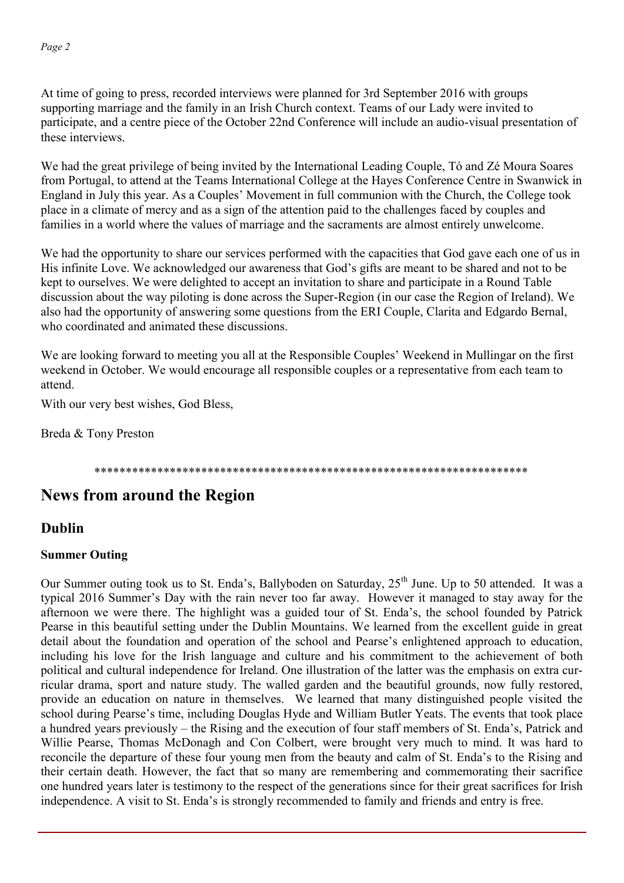At time of going to press, recorded interviews were planned for 3rd September 2016 with groups supporting marriage and the family in an Irish Church context. Teams of our Lady were invited to participate, and a centre piece of the October 22nd Conference will include an audio-visual presentation of these interviews.

We had the great privilege of being invited by the International Leading Couple, Tó and Zé Moura Soares from Portugal, to attend at the Teams International College at the Hayes Conference Centre in Swanwick in England in July this year. As a Couples' Movement in full communion with the Church, the College took place in a climate of mercy and as a sign of the attention paid to the challenges faced by couples and families in a world where the values of marriage and the sacraments are almost entirely unwelcome.

We had the opportunity to share our services performed with the capacities that God gave each one of us in His infinite Love. We acknowledged our awareness that God's gifts are meant to be shared and not to be kept to ourselves. We were delighted to accept an invitation to share and participate in a Round Table discussion about the way piloting is done across the Super-Region (in our case the Region of Ireland). We also had the opportunity of answering some questions from the ERI Couple, Clarita and Edgardo Bernal, who coordinated and animated these discussions.

We are looking forward to meeting you all at the Responsible Couples' Weekend in Mullingar on the first weekend in October. We would encourage all responsible couples or a representative from each team to attend.

With our very best wishes, God Bless,

Breda & Tony Preston

*********************************************************************

# News from around the Region

## Dublin

### Summer Outing

Our Summer outing took us to St. Enda's, Ballyboden on Saturday, 25th June. Up to 50 attended. It was a typical 2016 Summer's Day with the rain never too far away. However it managed to stay away for the afternoon we were there. The highlight was a guided tour of St. Enda's, the school founded by Patrick Pearse in this beautiful setting under the Dublin Mountains. We learned from the excellent guide in great detail about the foundation and operation of the school and Pearse's enlightened approach to education, including his love for the Irish language and culture and his commitment to the achievement of both political and cultural independence for Ireland. One illustration of the latter was the emphasis on extra curricular drama, sport and nature study. The walled garden and the beautiful grounds, now fully restored, provide an education on nature in themselves. We learned that many distinguished people visited the school during Pearse's time, including Douglas Hyde and William Butler Yeats. The events that took place a hundred years previously – the Rising and the execution of four staff members of St. Enda's, Patrick and Willie Pearse, Thomas McDonagh and Con Colbert, were brought very much to mind. It was hard to reconcile the departure of these four young men from the beauty and calm of St. Enda's to the Rising and their certain death. However, the fact that so many are remembering and commemorating their sacrifice one hundred years later is testimony to the respect of the generations since for their great sacrifices for Irish independence. A visit to St. Enda's is strongly recommended to family and friends and entry is free.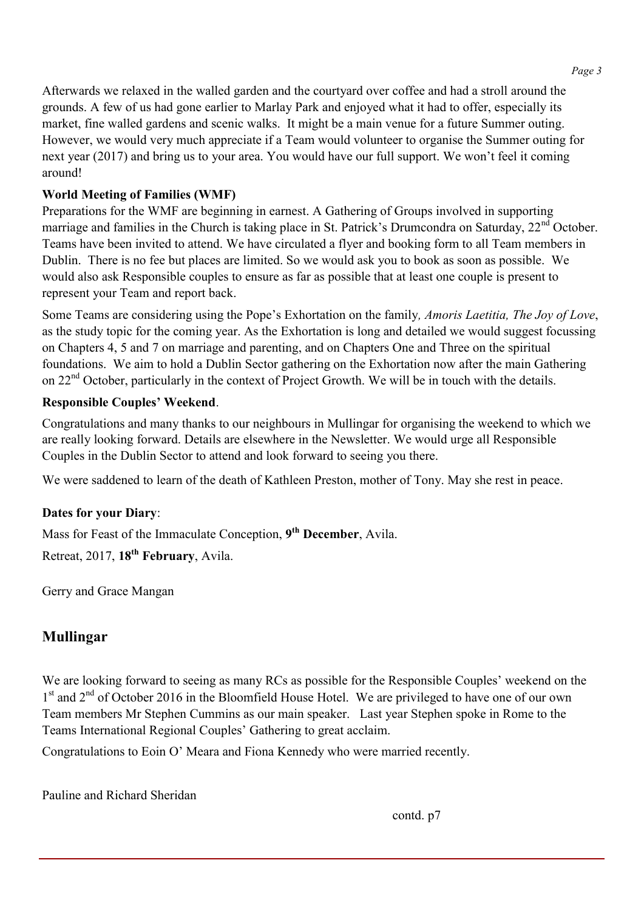Afterwards we relaxed in the walled garden and the courtyard over coffee and had a stroll around the grounds. A few of us had gone earlier to Marlay Park and enjoyed what it had to offer, especially its market, fine walled gardens and scenic walks. It might be a main venue for a future Summer outing. However, we would very much appreciate if a Team would volunteer to organise the Summer outing for next year (2017) and bring us to your area. You would have our full support. We won't feel it coming around!

**World Meeting of Families (WMF)**

Preparations for the WMF are beginning in earnest. A Gathering of Groups involved in supporting marriage and families in the Church is taking place in St. Patrick's Drumcondra on Saturday, 22nd October. Teams have been invited to attend. We have circulated a flyer and booking form to all Team members in Dublin. There is no fee but places are limited. So we would ask you to book as soon as possible. We would also ask Responsible couples to ensure as far as possible that at least one couple is present to represent your Team and report back.

Some Teams are considering using the Pope's Exhortation on the family*, Amoris Laetitia, The Joy of Love*, as the study topic for the coming year. As the Exhortation is long and detailed we would suggest focussing on Chapters 4, 5 and 7 on marriage and parenting, and on Chapters One and Three on the spiritual foundations. We aim to hold a Dublin Sector gathering on the Exhortation now after the main Gathering on 22nd October, particularly in the context of Project Growth. We will be in touch with the details.

**Responsible Couples' Weekend**.

Congratulations and many thanks to our neighbours in Mullingar for organising the weekend to which we are really looking forward. Details are elsewhere in the Newsletter. We would urge all Responsible Couples in the Dublin Sector to attend and look forward to seeing you there.

We were saddened to learn of the death of Kathleen Preston, mother of Tony. May she rest in peace.

**Dates for your Diary**:

Mass for Feast of the Immaculate Conception, **9th December**, Avila.

Retreat, 2017, **18th February**, Avila.

Gerry and Grace Mangan

## Mullingar

We are looking forward to seeing as many RCs as possible for the Responsible Couples' weekend on the 1st and 2nd of October 2016 in the Bloomfield House Hotel. We are privileged to have one of our own Team members Mr Stephen Cummins as our main speaker. Last year Stephen spoke in Rome to the Teams International Regional Couples' Gathering to great acclaim.

Congratulations to Eoin O' Meara and Fiona Kennedy who were married recently.

Pauline and Richard Sheridan

contd. p7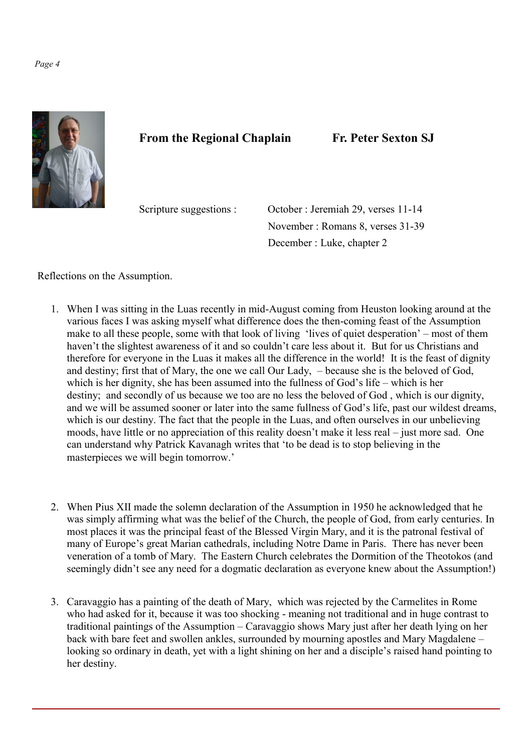## From the Regional Chaplain — Fr. Peter Sexton SJ

Scripture suggestions :

October : Jeremiah 29, verses 11-14
November : Romans 8, verses 31-39
December : Luke, chapter 2

Reflections on the Assumption.

1. When I was sitting in the Luas recently in mid-August coming from Heuston looking around at the various faces I was asking myself what difference does the then-coming feast of the Assumption make to all these people, some with that look of living 'lives of quiet desperation' – most of them haven't the slightest awareness of it and so couldn't care less about it. But for us Christians and therefore for everyone in the Luas it makes all the difference in the world! It is the feast of dignity and destiny; first that of Mary, the one we call Our Lady, – because she is the beloved of God, which is her dignity, she has been assumed into the fullness of God's life – which is her destiny; and secondly of us because we too are no less the beloved of God , which is our dignity, and we will be assumed sooner or later into the same fullness of God's life, past our wildest dreams, which is our destiny. The fact that the people in the Luas, and often ourselves in our unbelieving moods, have little or no appreciation of this reality doesn't make it less real – just more sad. One can understand why Patrick Kavanagh writes that 'to be dead is to stop believing in the masterpieces we will begin tomorrow.'

2. When Pius XII made the solemn declaration of the Assumption in 1950 he acknowledged that he was simply affirming what was the belief of the Church, the people of God, from early centuries. In most places it was the principal feast of the Blessed Virgin Mary, and it is the patronal festival of many of Europe's great Marian cathedrals, including Notre Dame in Paris. There has never been veneration of a tomb of Mary. The Eastern Church celebrates the Dormition of the Theotokos (and seemingly didn't see any need for a dogmatic declaration as everyone knew about the Assumption!)

3. Caravaggio has a painting of the death of Mary, which was rejected by the Carmelites in Rome who had asked for it, because it was too shocking - meaning not traditional and in huge contrast to traditional paintings of the Assumption – Caravaggio shows Mary just after her death lying on her back with bare feet and swollen ankles, surrounded by mourning apostles and Mary Magdalene – looking so ordinary in death, yet with a light shining on her and a disciple's raised hand pointing to her destiny.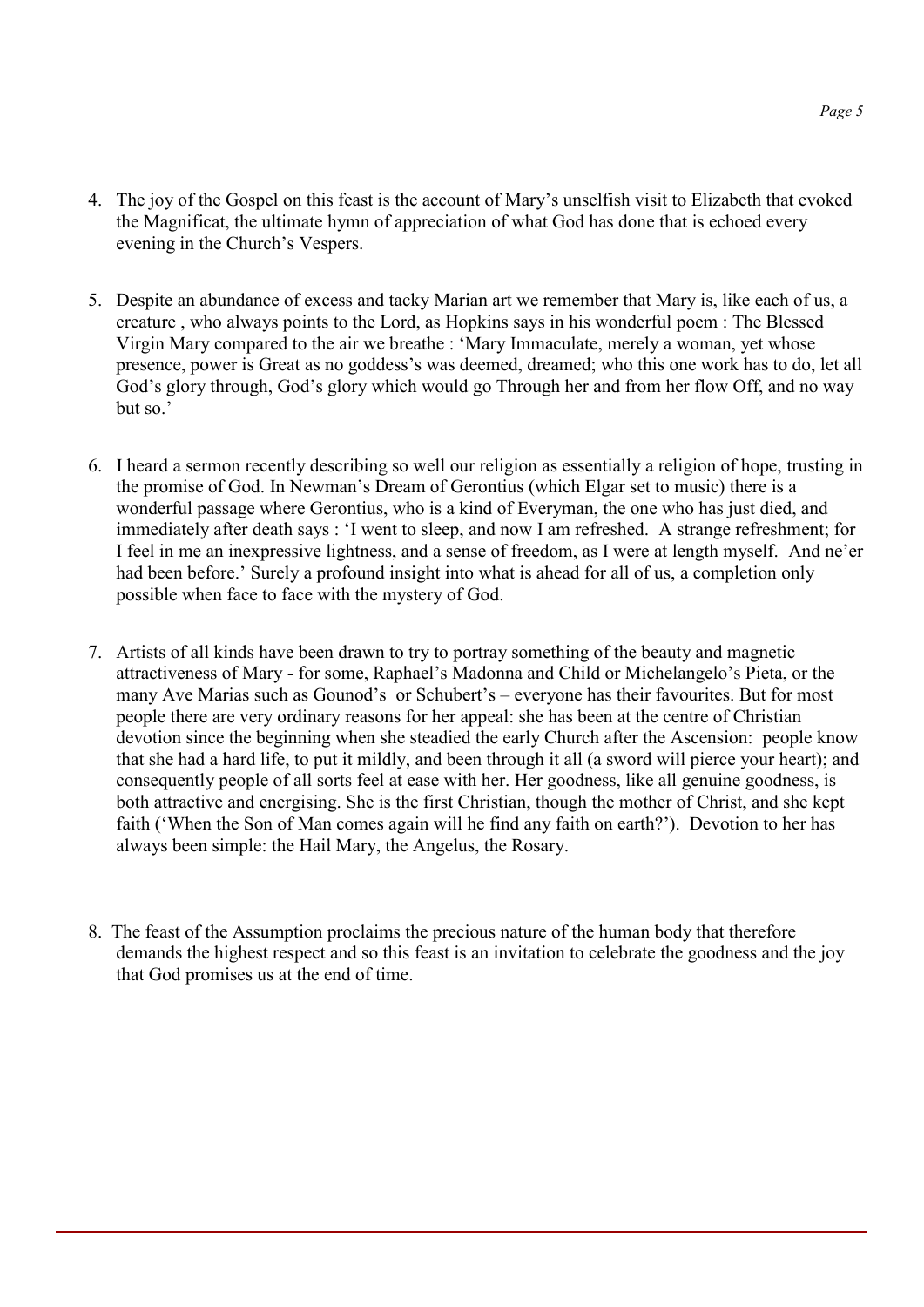4. The joy of the Gospel on this feast is the account of Mary's unselfish visit to Elizabeth that evoked the Magnificat, the ultimate hymn of appreciation of what God has done that is echoed every evening in the Church's Vespers.

5. Despite an abundance of excess and tacky Marian art we remember that Mary is, like each of us, a creature , who always points to the Lord, as Hopkins says in his wonderful poem : The Blessed Virgin Mary compared to the air we breathe : 'Mary Immaculate, merely a woman, yet whose presence, power is Great as no goddess's was deemed, dreamed; who this one work has to do, let all God's glory through, God's glory which would go Through her and from her flow Off, and no way but so.'

6. I heard a sermon recently describing so well our religion as essentially a religion of hope, trusting in the promise of God. In Newman's Dream of Gerontius (which Elgar set to music) there is a wonderful passage where Gerontius, who is a kind of Everyman, the one who has just died, and immediately after death says : 'I went to sleep, and now I am refreshed. A strange refreshment; for I feel in me an inexpressive lightness, and a sense of freedom, as I were at length myself. And ne'er had been before.' Surely a profound insight into what is ahead for all of us, a completion only possible when face to face with the mystery of God.

7. Artists of all kinds have been drawn to try to portray something of the beauty and magnetic attractiveness of Mary - for some, Raphael's Madonna and Child or Michelangelo's Pieta, or the many Ave Marias such as Gounod's or Schubert's – everyone has their favourites. But for most people there are very ordinary reasons for her appeal: she has been at the centre of Christian devotion since the beginning when she steadied the early Church after the Ascension: people know that she had a hard life, to put it mildly, and been through it all (a sword will pierce your heart); and consequently people of all sorts feel at ease with her. Her goodness, like all genuine goodness, is both attractive and energising. She is the first Christian, though the mother of Christ, and she kept faith ('When the Son of Man comes again will he find any faith on earth?'). Devotion to her has always been simple: the Hail Mary, the Angelus, the Rosary.

8. The feast of the Assumption proclaims the precious nature of the human body that therefore demands the highest respect and so this feast is an invitation to celebrate the goodness and the joy that God promises us at the end of time.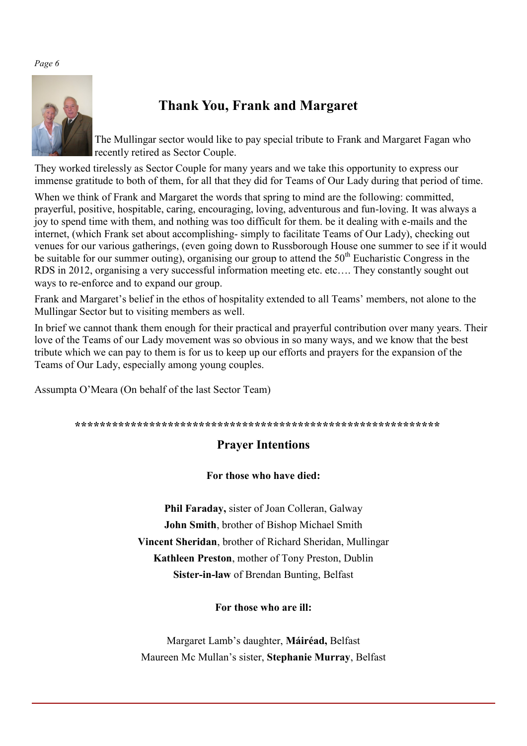# Thank You, Frank and Margaret

The Mullingar sector would like to pay special tribute to Frank and Margaret Fagan who recently retired as Sector Couple.

They worked tirelessly as Sector Couple for many years and we take this opportunity to express our immense gratitude to both of them, for all that they did for Teams of Our Lady during that period of time.

When we think of Frank and Margaret the words that spring to mind are the following: committed, prayerful, positive, hospitable, caring, encouraging, loving, adventurous and fun-loving. It was always a joy to spend time with them, and nothing was too difficult for them. be it dealing with e-mails and the internet, (which Frank set about accomplishing- simply to facilitate Teams of Our Lady), checking out venues for our various gatherings, (even going down to Russborough House one summer to see if it would be suitable for our summer outing), organising our group to attend the 50th Eucharistic Congress in the RDS in 2012, organising a very successful information meeting etc. etc…. They constantly sought out ways to re-enforce and to expand our group.

Frank and Margaret's belief in the ethos of hospitality extended to all Teams' members, not alone to the Mullingar Sector but to visiting members as well.

In brief we cannot thank them enough for their practical and prayerful contribution over many years. Their love of the Teams of our Lady movement was so obvious in so many ways, and we know that the best tribute which we can pay to them is for us to keep up our efforts and prayers for the expansion of the Teams of Our Lady, especially among young couples.

Assumpta O'Meara (On behalf of the last Sector Team)

************************************************************

## Prayer Intentions

**For those who have died:**

**Phil Faraday,** sister of Joan Colleran, Galway
**John Smith**, brother of Bishop Michael Smith
**Vincent Sheridan**, brother of Richard Sheridan, Mullingar
**Kathleen Preston**, mother of Tony Preston, Dublin
**Sister-in-law** of Brendan Bunting, Belfast

**For those who are ill:**

Margaret Lamb's daughter, **Máiréad,** Belfast
Maureen Mc Mullan's sister, **Stephanie Murray**, Belfast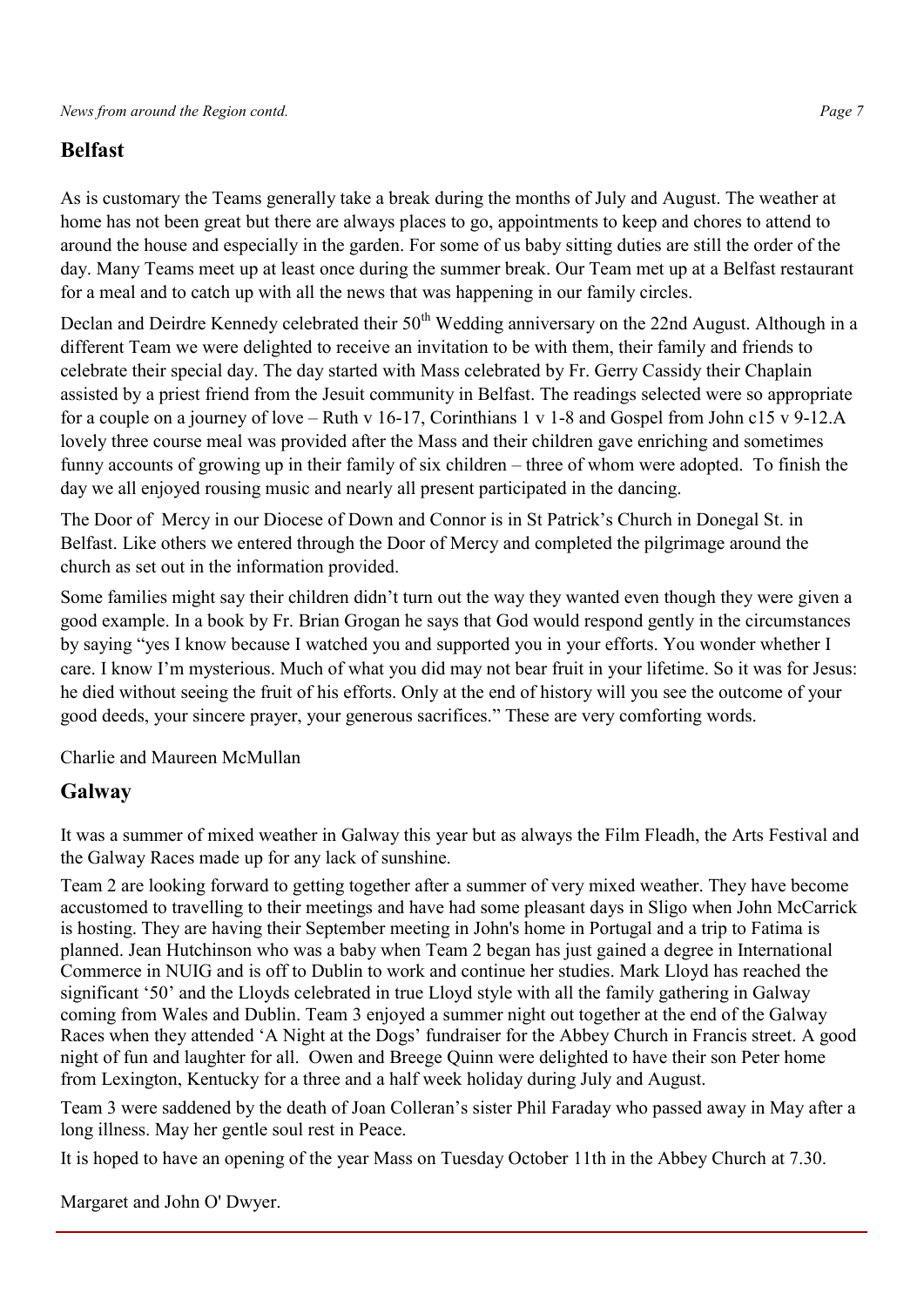## Belfast

As is customary the Teams generally take a break during the months of July and August. The weather at home has not been great but there are always places to go, appointments to keep and chores to attend to around the house and especially in the garden. For some of us baby sitting duties are still the order of the day. Many Teams meet up at least once during the summer break. Our Team met up at a Belfast restaurant for a meal and to catch up with all the news that was happening in our family circles.

Declan and Deirdre Kennedy celebrated their 50th Wedding anniversary on the 22nd August. Although in a different Team we were delighted to receive an invitation to be with them, their family and friends to celebrate their special day. The day started with Mass celebrated by Fr. Gerry Cassidy their Chaplain assisted by a priest friend from the Jesuit community in Belfast. The readings selected were so appropriate for a couple on a journey of love – Ruth v 16-17, Corinthians 1 v 1-8 and Gospel from John c15 v 9-12.A lovely three course meal was provided after the Mass and their children gave enriching and sometimes funny accounts of growing up in their family of six children – three of whom were adopted. To finish the day we all enjoyed rousing music and nearly all present participated in the dancing.

The Door of Mercy in our Diocese of Down and Connor is in St Patrick's Church in Donegal St. in Belfast. Like others we entered through the Door of Mercy and completed the pilgrimage around the church as set out in the information provided.

Some families might say their children didn't turn out the way they wanted even though they were given a good example. In a book by Fr. Brian Grogan he says that God would respond gently in the circumstances by saying "yes I know because I watched you and supported you in your efforts. You wonder whether I care. I know I'm mysterious. Much of what you did may not bear fruit in your lifetime. So it was for Jesus: he died without seeing the fruit of his efforts. Only at the end of history will you see the outcome of your good deeds, your sincere prayer, your generous sacrifices." These are very comforting words.

Charlie and Maureen McMullan

## Galway

It was a summer of mixed weather in Galway this year but as always the Film Fleadh, the Arts Festival and the Galway Races made up for any lack of sunshine.

Team 2 are looking forward to getting together after a summer of very mixed weather. They have become accustomed to travelling to their meetings and have had some pleasant days in Sligo when John McCarrick is hosting. They are having their September meeting in John's home in Portugal and a trip to Fatima is planned. Jean Hutchinson who was a baby when Team 2 began has just gained a degree in International Commerce in NUIG and is off to Dublin to work and continue her studies. Mark Lloyd has reached the significant '50' and the Lloyds celebrated in true Lloyd style with all the family gathering in Galway coming from Wales and Dublin. Team 3 enjoyed a summer night out together at the end of the Galway Races when they attended 'A Night at the Dogs' fundraiser for the Abbey Church in Francis street. A good night of fun and laughter for all. Owen and Breege Quinn were delighted to have their son Peter home from Lexington, Kentucky for a three and a half week holiday during July and August.

Team 3 were saddened by the death of Joan Colleran's sister Phil Faraday who passed away in May after a long illness. May her gentle soul rest in Peace.

It is hoped to have an opening of the year Mass on Tuesday October 11th in the Abbey Church at 7.30.

Margaret and John O' Dwyer.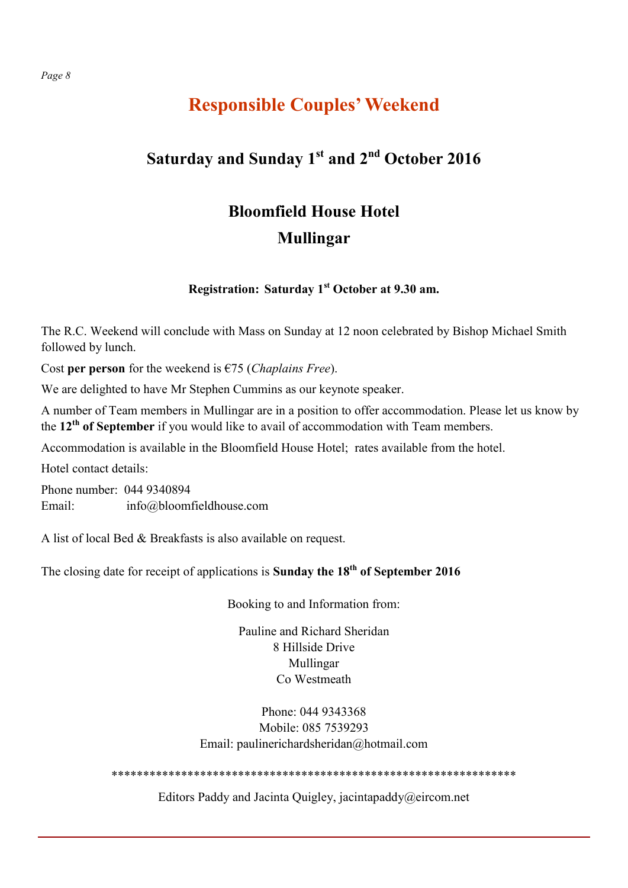# Responsible Couples' Weekend

## Saturday and Sunday 1st and 2nd October 2016

## Bloomfield House Hotel

## Mullingar

**Registration: Saturday 1st October at 9.30 am.**

The R.C. Weekend will conclude with Mass on Sunday at 12 noon celebrated by Bishop Michael Smith followed by lunch.

Cost **per person** for the weekend is €75 (*Chaplains Free*).

We are delighted to have Mr Stephen Cummins as our keynote speaker.

A number of Team members in Mullingar are in a position to offer accommodation. Please let us know by the **12th of September** if you would like to avail of accommodation with Team members.

Accommodation is available in the Bloomfield House Hotel; rates available from the hotel.

Hotel contact details:

Phone number: 044 9340894
Email: info@bloomfieldhouse.com

A list of local Bed & Breakfasts is also available on request.

The closing date for receipt of applications is **Sunday the 18th of September 2016**

Booking to and Information from:

Pauline and Richard Sheridan
8 Hillside Drive
Mullingar
Co Westmeath

Phone: 044 9343368
Mobile: 085 7539293
Email: paulinerichardsheridan@hotmail.com

\*\*\*\*\*\*\*\*\*\*\*\*\*\*\*\*\*\*\*\*\*\*\*\*\*\*\*\*\*\*\*\*\*\*\*\*\*\*\*\*\*\*\*\*\*\*\*\*\*\*\*\*\*\*\*\*\*\*\*\*\*\*\*\*

Editors Paddy and Jacinta Quigley, jacintapaddy@eircom.net